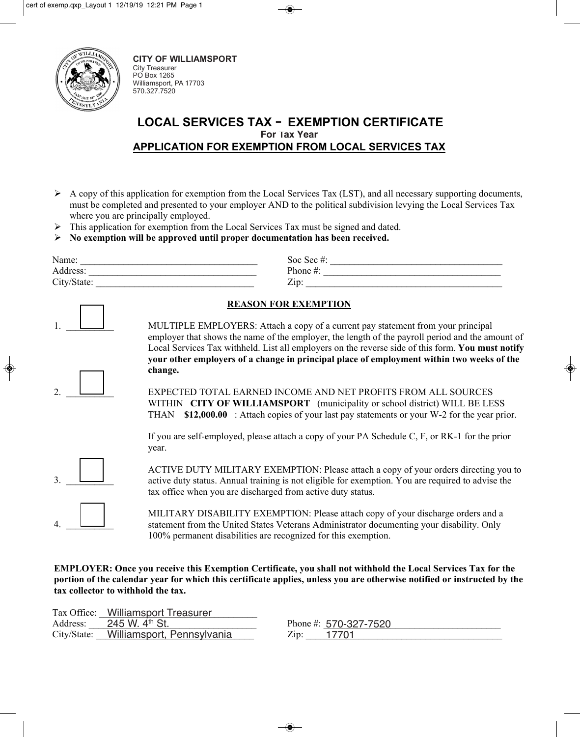**CITY OF WILLIAMSPORT**
City Treasurer
PO Box 1265
Williamsport, PA 17703
570.327.7520

# LOCAL SERVICES TAX - EXEMPTION CERTIFICATE

**For Tax Year**

## APPLICATION FOR EXEMPTION FROM LOCAL SERVICES TAX

- A copy of this application for exemption from the Local Services Tax (LST), and all necessary supporting documents, must be completed and presented to your employer AND to the political subdivision levying the Local Services Tax where you are principally employed.
- This application for exemption from the Local Services Tax must be signed and dated.
- **No exemption will be approved until proper documentation has been received.**

Name: ____________________________________ Soc Sec #: ____________________________________

Address: __________________________________ Phone #: _____________________________________

City/State: ________________________________ Zip: _________________________________________

### REASON FOR EXEMPTION

1. ☐ MULTIPLE EMPLOYERS: Attach a copy of a current pay statement from your principal employer that shows the name of the employer, the length of the payroll period and the amount of Local Services Tax withheld. List all employers on the reverse side of this form. **You must notify your other employers of a change in principal place of employment within two weeks of the change.**

2. ☐ EXPECTED TOTAL EARNED INCOME AND NET PROFITS FROM ALL SOURCES WITHIN **CITY OF WILLIAMSPORT** (municipality or school district) WILL BE LESS THAN **$12,000.00** : Attach copies of your last pay statements or your W-2 for the year prior.

   If you are self-employed, please attach a copy of your PA Schedule C, F, or RK-1 for the prior year.

3. ☐ ACTIVE DUTY MILITARY EXEMPTION: Please attach a copy of your orders directing you to active duty status. Annual training is not eligible for exemption. You are required to advise the tax office when you are discharged from active duty status.

4. ☐ MILITARY DISABILITY EXEMPTION: Please attach copy of your discharge orders and a statement from the United States Veterans Administrator documenting your disability. Only 100% permanent disabilities are recognized for this exemption.

**EMPLOYER: Once you receive this Exemption Certificate, you shall not withhold the Local Services Tax for the portion of the calendar year for which this certificate applies, unless you are otherwise notified or instructed by the tax collector to withhold the tax.**

Tax Office: Williamsport Treasurer

Address: 245 W. 4th St. Phone #: 570-327-7520

City/State: Williamsport, Pennsylvania Zip: 17701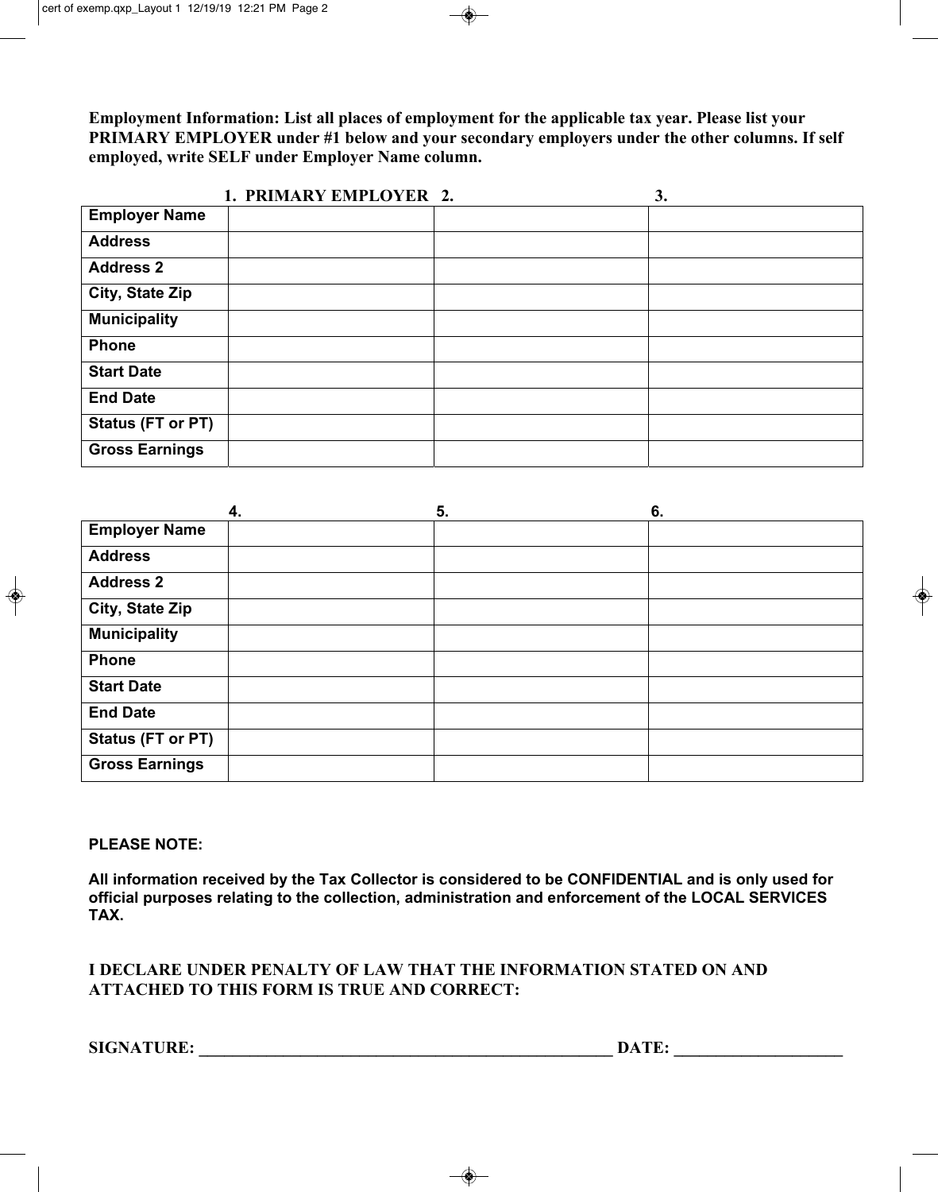**Employment Information: List all places of employment for the applicable tax year. Please list your PRIMARY EMPLOYER under #1 below and your secondary employers under the other columns. If self employed, write SELF under Employer Name column.**

| | 1. PRIMARY EMPLOYER | 2. | 3. |
|---|---|---|---|
| **Employer Name** | | | |
| **Address** | | | |
| **Address 2** | | | |
| **City, State Zip** | | | |
| **Municipality** | | | |
| **Phone** | | | |
| **Start Date** | | | |
| **End Date** | | | |
| **Status (FT or PT)** | | | |
| **Gross Earnings** | | | |

| | 4. | 5. | 6. |
|---|---|---|---|
| **Employer Name** | | | |
| **Address** | | | |
| **Address 2** | | | |
| **City, State Zip** | | | |
| **Municipality** | | | |
| **Phone** | | | |
| **Start Date** | | | |
| **End Date** | | | |
| **Status (FT or PT)** | | | |
| **Gross Earnings** | | | |

**PLEASE NOTE:**

**All information received by the Tax Collector is considered to be CONFIDENTIAL and is only used for official purposes relating to the collection, administration and enforcement of the LOCAL SERVICES TAX.**

**I DECLARE UNDER PENALTY OF LAW THAT THE INFORMATION STATED ON AND ATTACHED TO THIS FORM IS TRUE AND CORRECT:**

**SIGNATURE:** ___________________________________________________ **DATE:** ____________________